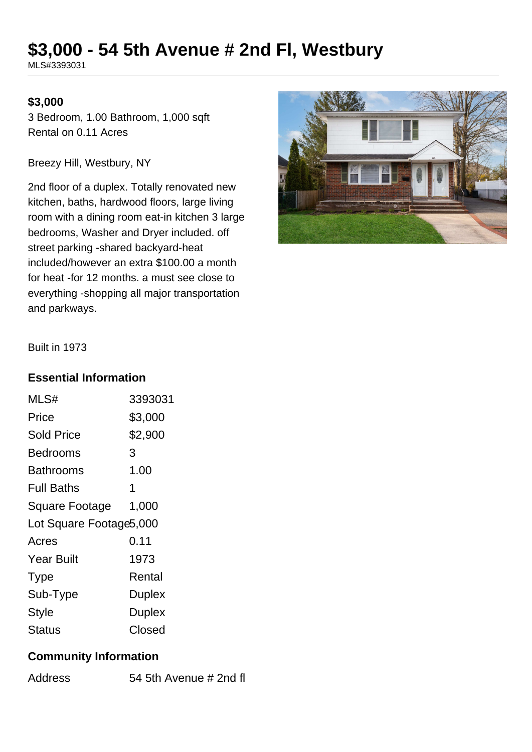# $3,000 - 54 5th Avenue # 2nd Fl, Westbury

MLS#3393031

**$3,000**

3 Bedroom, 1.00 Bathroom, 1,000 sqft
Rental on 0.11 Acres

Breezy Hill, Westbury, NY

2nd floor of a duplex. Totally renovated new kitchen, baths, hardwood floors, large living room with a dining room eat-in kitchen 3 large bedrooms, Washer and Dryer included. off street parking -shared backyard-heat included/however an extra $100.00 a month for heat -for 12 months. a must see close to everything -shopping all major transportation and parkways.

Built in 1973

## Essential Information

| | |
|---|---|
| MLS# | 3393031 |
| Price | $3,000 |
| Sold Price | $2,900 |
| Bedrooms | 3 |
| Bathrooms | 1.00 |
| Full Baths | 1 |
| Square Footage | 1,000 |
| Lot Square Footage | 5,000 |
| Acres | 0.11 |
| Year Built | 1973 |
| Type | Rental |
| Sub-Type | Duplex |
| Style | Duplex |
| Status | Closed |

## Community Information

| | |
|---|---|
| Address | 54 5th Avenue # 2nd fl |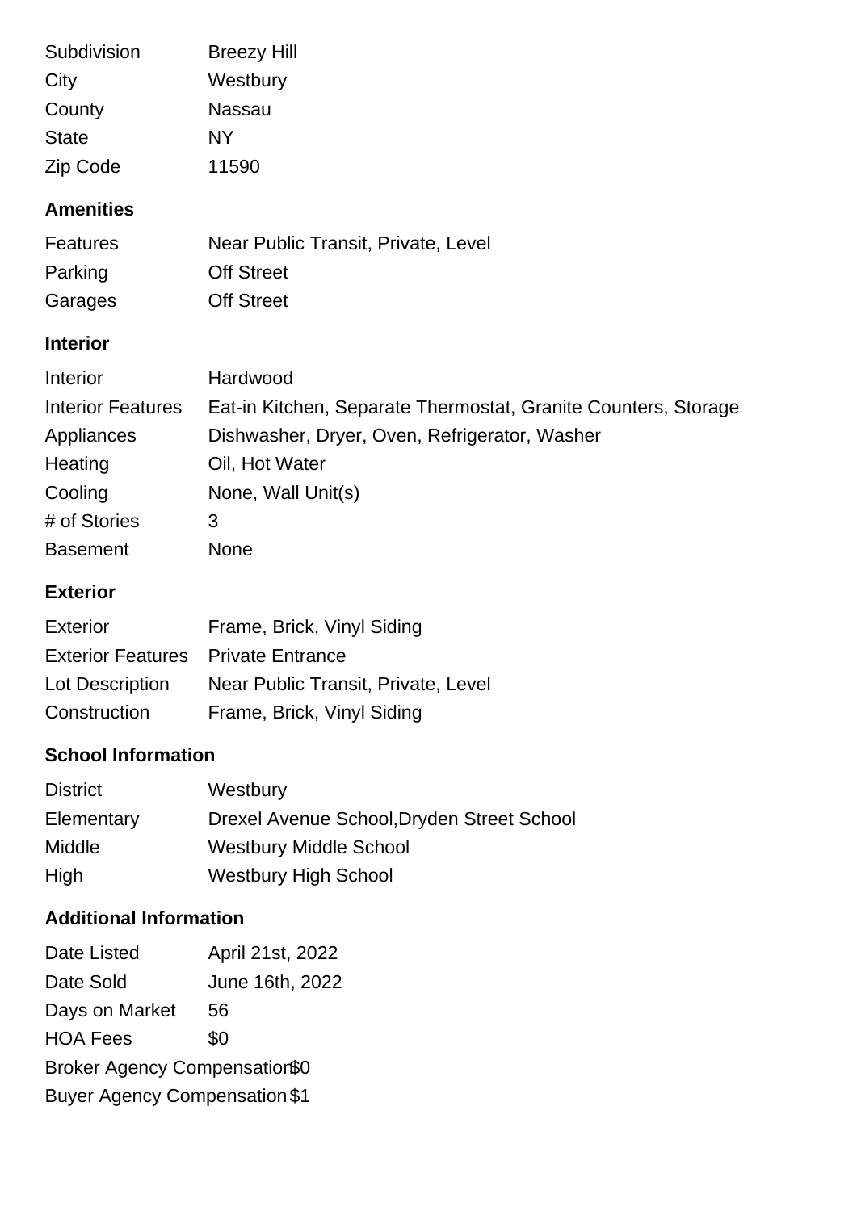| | |
|---|---|
| Subdivision | Breezy Hill |
| City | Westbury |
| County | Nassau |
| State | NY |
| Zip Code | 11590 |

## Amenities

| | |
|---|---|
| Features | Near Public Transit, Private, Level |
| Parking | Off Street |
| Garages | Off Street |

## Interior

| | |
|---|---|
| Interior | Hardwood |
| Interior Features | Eat-in Kitchen, Separate Thermostat, Granite Counters, Storage |
| Appliances | Dishwasher, Dryer, Oven, Refrigerator, Washer |
| Heating | Oil, Hot Water |
| Cooling | None, Wall Unit(s) |
| # of Stories | 3 |
| Basement | None |

## Exterior

| | |
|---|---|
| Exterior | Frame, Brick, Vinyl Siding |
| Exterior Features | Private Entrance |
| Lot Description | Near Public Transit, Private, Level |
| Construction | Frame, Brick, Vinyl Siding |

## School Information

| | |
|---|---|
| District | Westbury |
| Elementary | Drexel Avenue School,Dryden Street School |
| Middle | Westbury Middle School |
| High | Westbury High School |

## Additional Information

| | |
|---|---|
| Date Listed | April 21st, 2022 |
| Date Sold | June 16th, 2022 |
| Days on Market | 56 |
| HOA Fees | $0 |
| Broker Agency Compensation | $0 |
| Buyer Agency Compensation | $1 |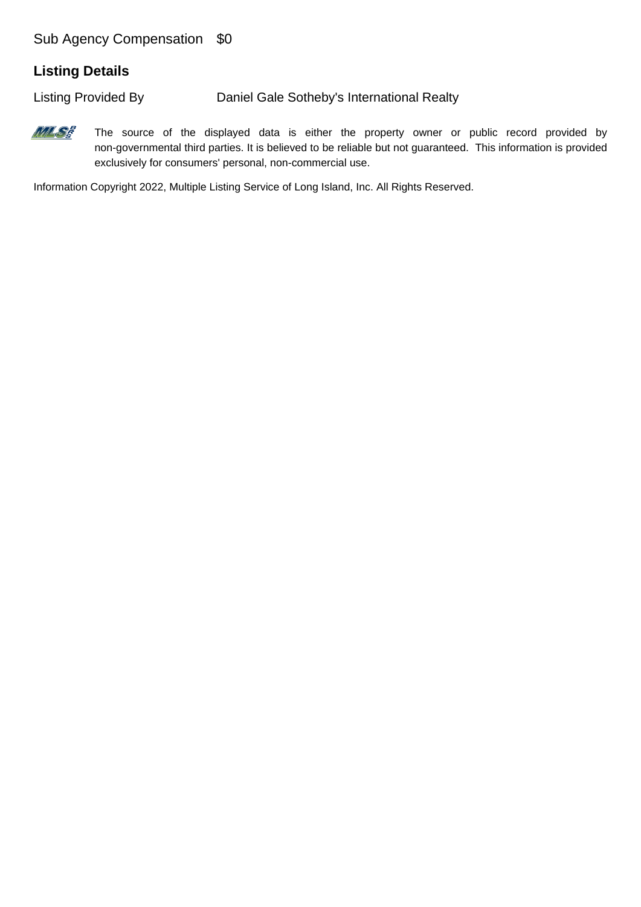Sub Agency Compensation $0

## Listing Details

Listing Provided By Daniel Gale Sotheby's International Realty

The source of the displayed data is either the property owner or public record provided by non-governmental third parties. It is believed to be reliable but not guaranteed. This information is provided exclusively for consumers' personal, non-commercial use.

Information Copyright 2022, Multiple Listing Service of Long Island, Inc. All Rights Reserved.